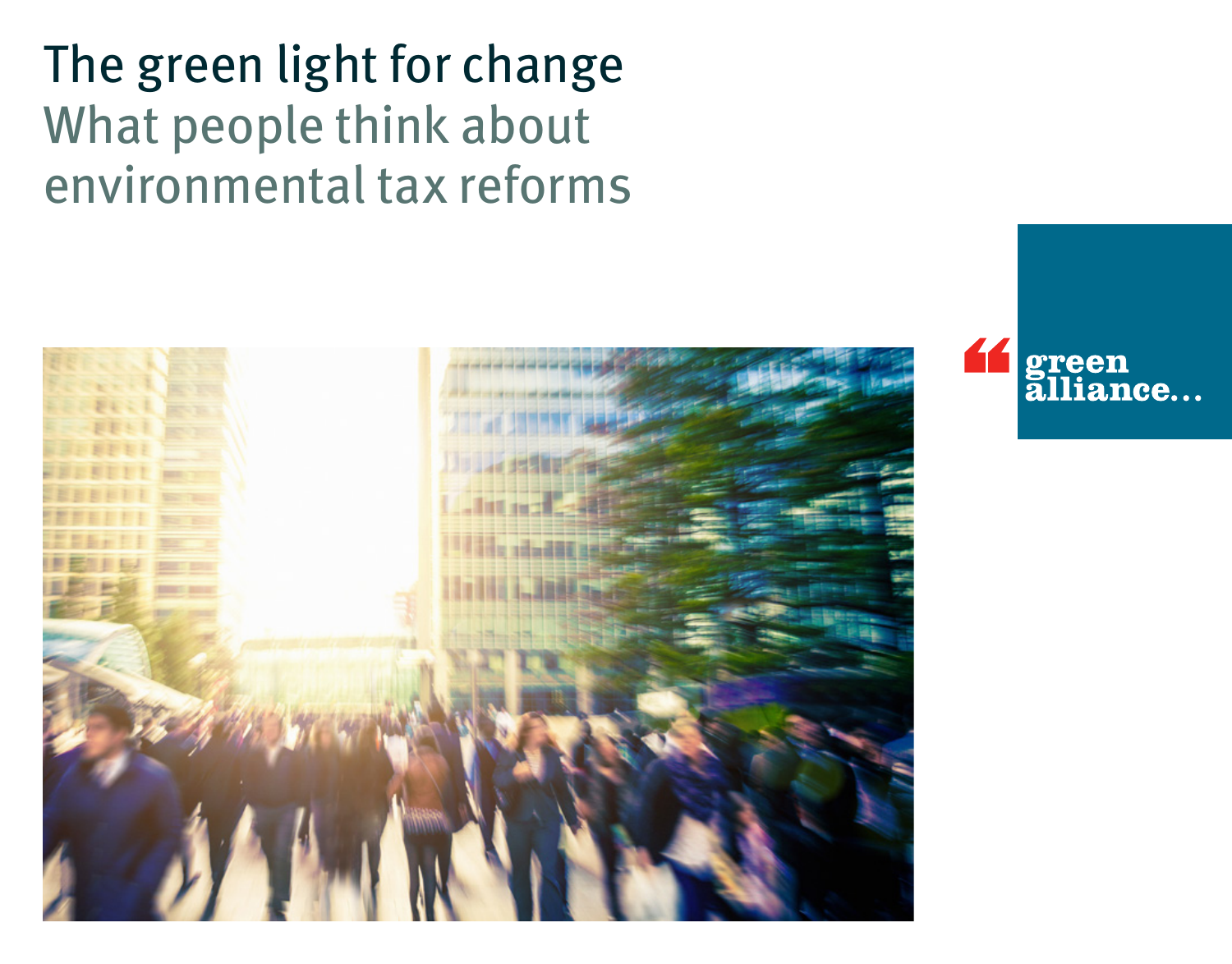# The green light for change

## What people think about environmental tax reforms

green alliance...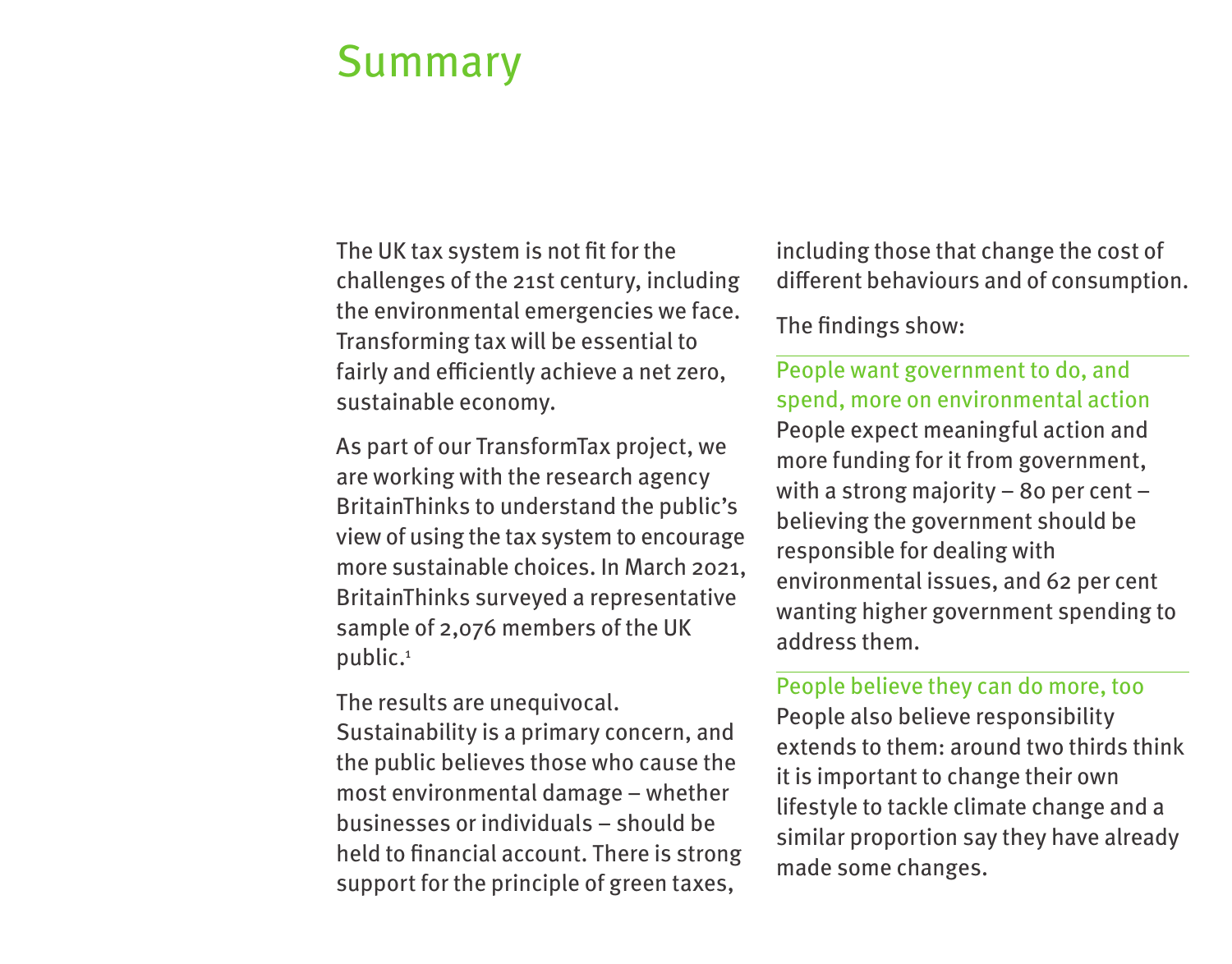# Summary

The UK tax system is not fit for the challenges of the 21st century, including the environmental emergencies we face. Transforming tax will be essential to fairly and efficiently achieve a net zero, sustainable economy.

As part of our TransformTax project, we are working with the research agency BritainThinks to understand the public's view of using the tax system to encourage more sustainable choices. In March 2021, BritainThinks surveyed a representative sample of 2,076 members of the UK public.[1]

The results are unequivocal. Sustainability is a primary concern, and the public believes those who cause the most environmental damage – whether businesses or individuals – should be held to financial account. There is strong support for the principle of green taxes, including those that change the cost of different behaviours and of consumption.

The findings show:

### People want government to do, and spend, more on environmental action

People expect meaningful action and more funding for it from government, with a strong majority – 80 per cent – believing the government should be responsible for dealing with environmental issues, and 62 per cent wanting higher government spending to address them.

### People believe they can do more, too

People also believe responsibility extends to them: around two thirds think it is important to change their own lifestyle to tackle climate change and a similar proportion say they have already made some changes.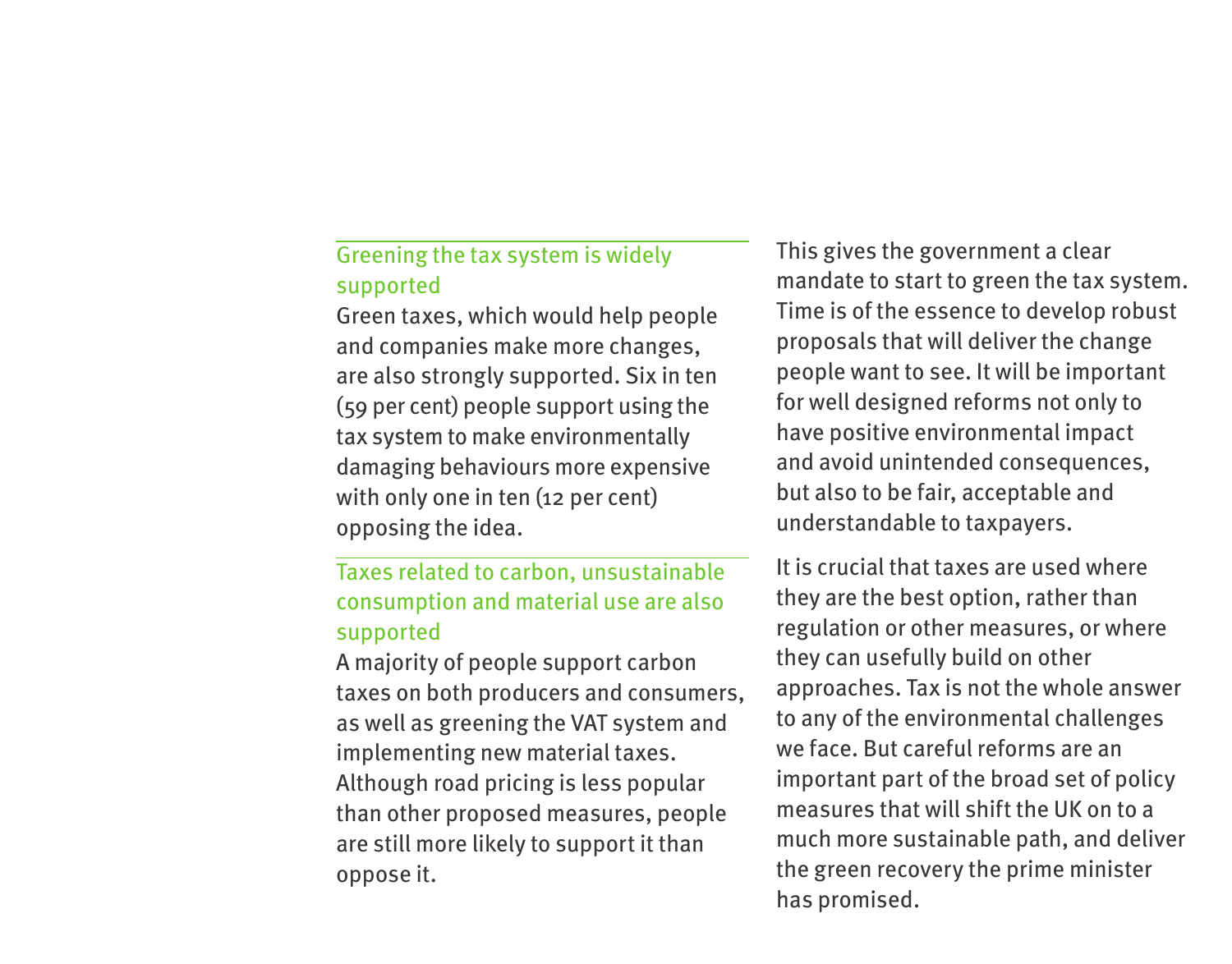### Greening the tax system is widely supported

Green taxes, which would help people and companies make more changes, are also strongly supported. Six in ten (59 per cent) people support using the tax system to make environmentally damaging behaviours more expensive with only one in ten (12 per cent) opposing the idea.

### Taxes related to carbon, unsustainable consumption and material use are also supported

A majority of people support carbon taxes on both producers and consumers, as well as greening the VAT system and implementing new material taxes. Although road pricing is less popular than other proposed measures, people are still more likely to support it than oppose it.

This gives the government a clear mandate to start to green the tax system. Time is of the essence to develop robust proposals that will deliver the change people want to see. It will be important for well designed reforms not only to have positive environmental impact and avoid unintended consequences, but also to be fair, acceptable and understandable to taxpayers.

It is crucial that taxes are used where they are the best option, rather than regulation or other measures, or where they can usefully build on other approaches. Tax is not the whole answer to any of the environmental challenges we face. But careful reforms are an important part of the broad set of policy measures that will shift the UK on to a much more sustainable path, and deliver the green recovery the prime minister has promised.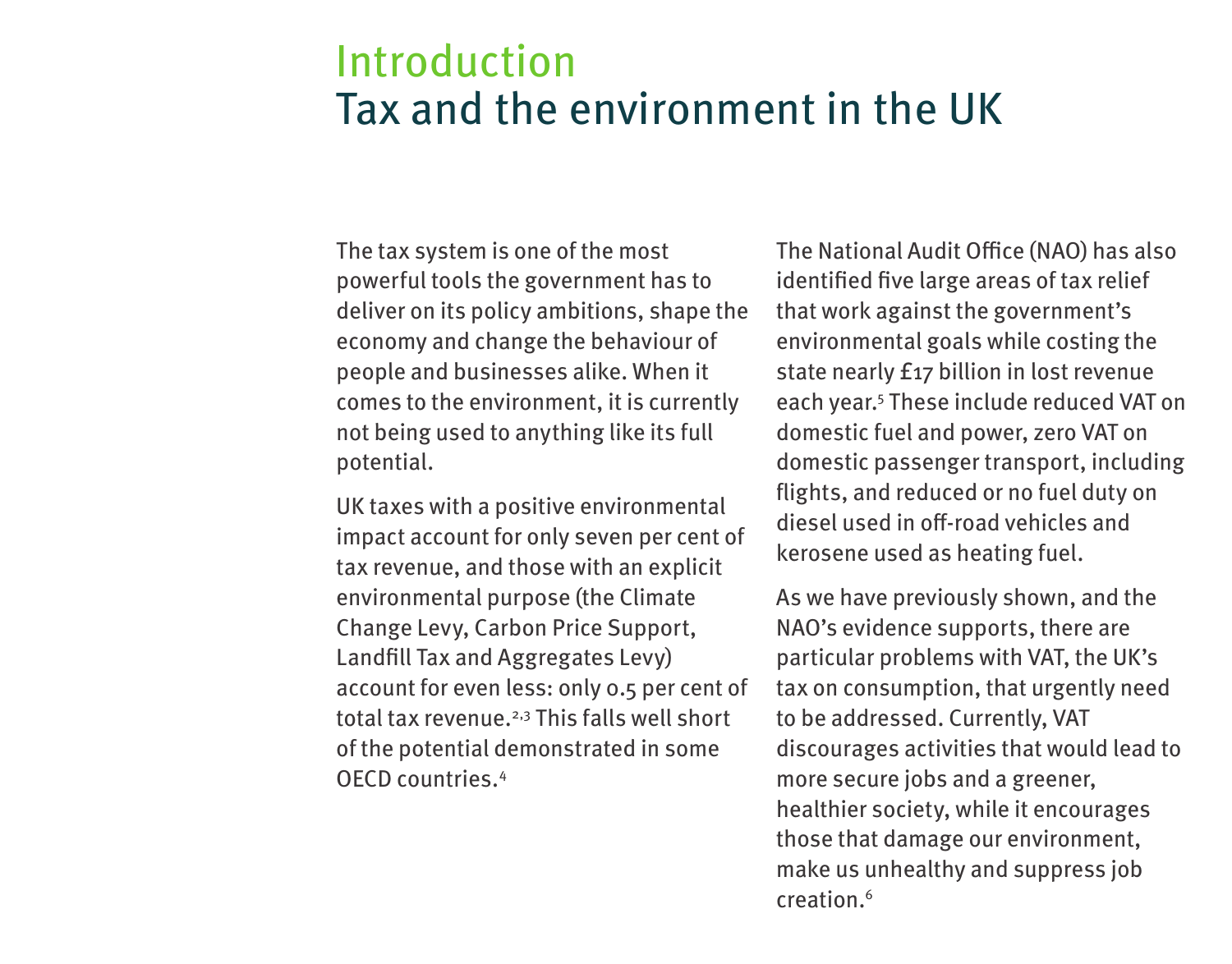# Introduction
# Tax and the environment in the UK

The tax system is one of the most powerful tools the government has to deliver on its policy ambitions, shape the economy and change the behaviour of people and businesses alike. When it comes to the environment, it is currently not being used to anything like its full potential.

UK taxes with a positive environmental impact account for only seven per cent of tax revenue, and those with an explicit environmental purpose (the Climate Change Levy, Carbon Price Support, Landfill Tax and Aggregates Levy) account for even less: only 0.5 per cent of total tax revenue.[2,3] This falls well short of the potential demonstrated in some OECD countries.[4]

The National Audit Office (NAO) has also identified five large areas of tax relief that work against the government's environmental goals while costing the state nearly £17 billion in lost revenue each year.[5] These include reduced VAT on domestic fuel and power, zero VAT on domestic passenger transport, including flights, and reduced or no fuel duty on diesel used in off-road vehicles and kerosene used as heating fuel.

As we have previously shown, and the NAO's evidence supports, there are particular problems with VAT, the UK's tax on consumption, that urgently need to be addressed. Currently, VAT discourages activities that would lead to more secure jobs and a greener, healthier society, while it encourages those that damage our environment, make us unhealthy and suppress job creation.[6]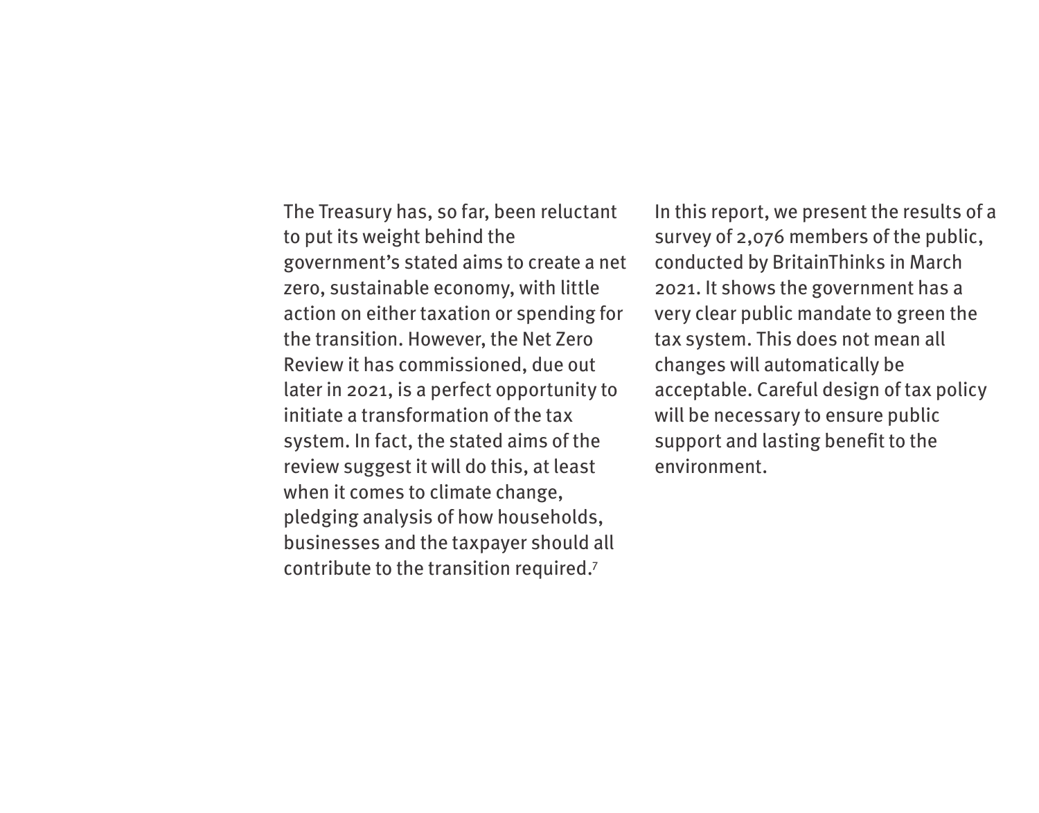The Treasury has, so far, been reluctant to put its weight behind the government's stated aims to create a net zero, sustainable economy, with little action on either taxation or spending for the transition. However, the Net Zero Review it has commissioned, due out later in 2021, is a perfect opportunity to initiate a transformation of the tax system. In fact, the stated aims of the review suggest it will do this, at least when it comes to climate change, pledging analysis of how households, businesses and the taxpayer should all contribute to the transition required.[7]

In this report, we present the results of a survey of 2,076 members of the public, conducted by BritainThinks in March 2021. It shows the government has a very clear public mandate to green the tax system. This does not mean all changes will automatically be acceptable. Careful design of tax policy will be necessary to ensure public support and lasting benefit to the environment.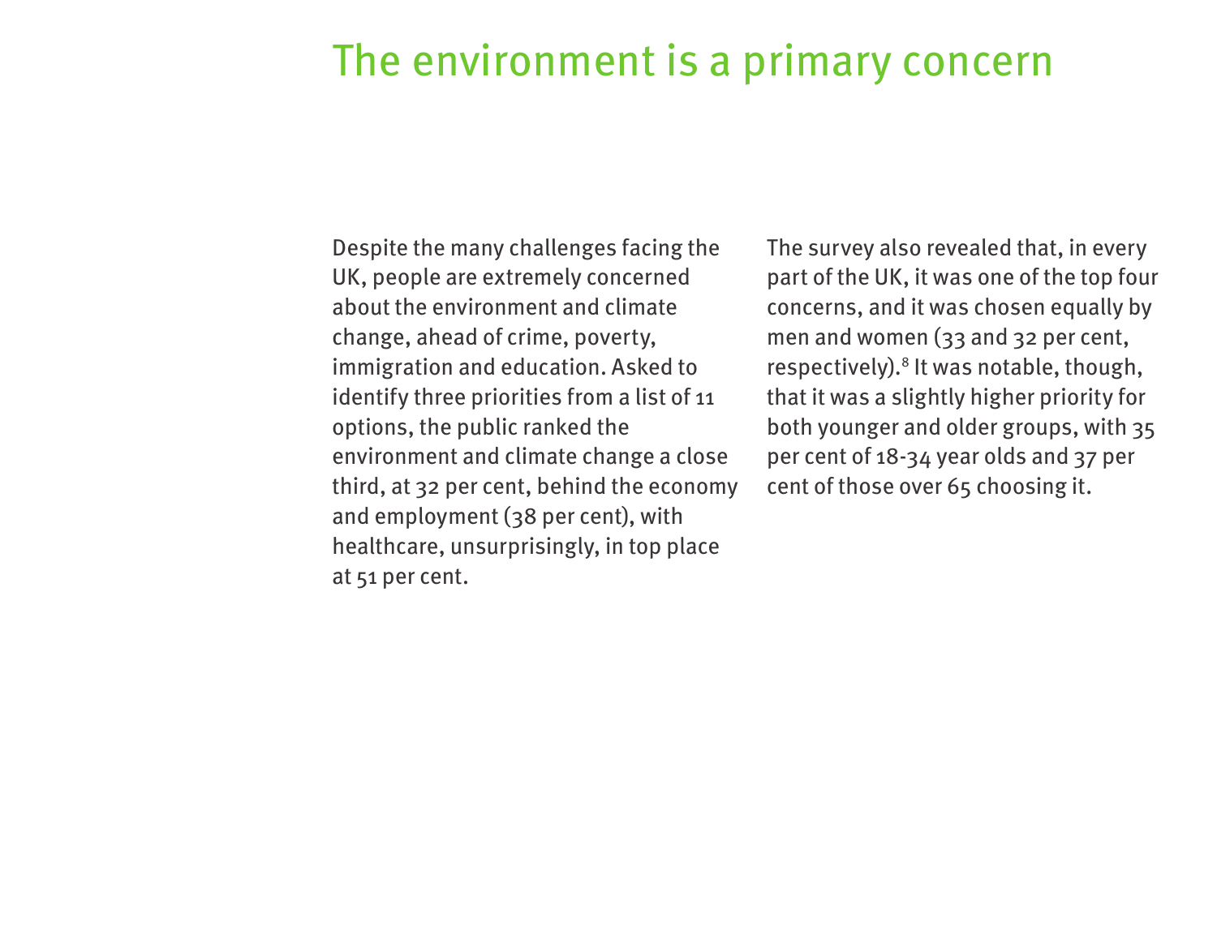# The environment is a primary concern

Despite the many challenges facing the UK, people are extremely concerned about the environment and climate change, ahead of crime, poverty, immigration and education. Asked to identify three priorities from a list of 11 options, the public ranked the environment and climate change a close third, at 32 per cent, behind the economy and employment (38 per cent), with healthcare, unsurprisingly, in top place at 51 per cent.

The survey also revealed that, in every part of the UK, it was one of the top four concerns, and it was chosen equally by men and women (33 and 32 per cent, respectively).[8] It was notable, though, that it was a slightly higher priority for both younger and older groups, with 35 per cent of 18-34 year olds and 37 per cent of those over 65 choosing it.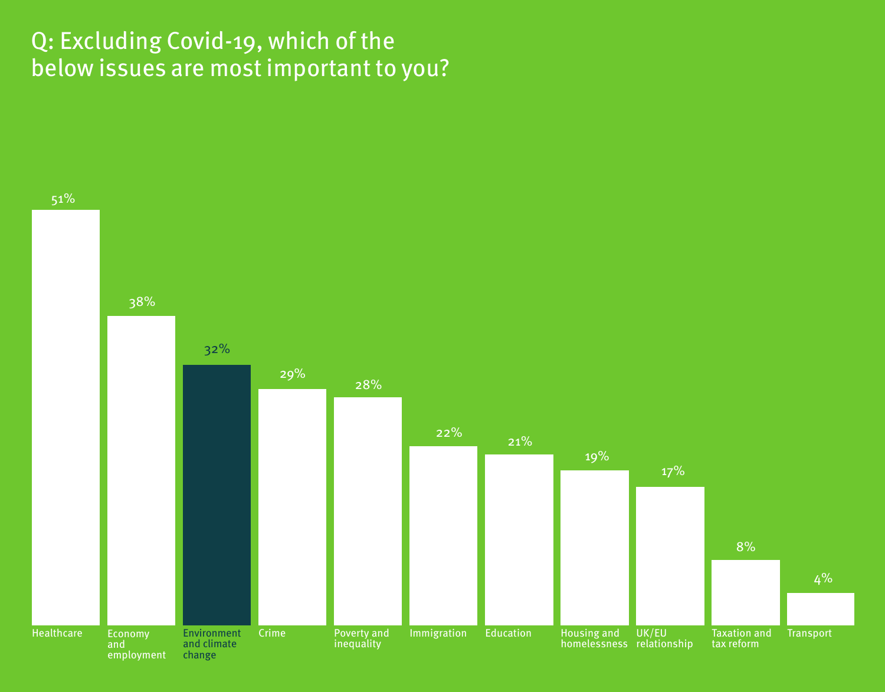# Q: Excluding Covid-19, which of the below issues are most important to you?

| Issue | % |
|---|---|
| Healthcare | 51% |
| Economy and employment | 38% |
| Environment and climate change | 32% |
| Crime | 29% |
| Poverty and inequality | 28% |
| Immigration | 22% |
| Education | 21% |
| Housing and homelessness | 19% |
| UK/EU relationship | 17% |
| Taxation and tax reform | 8% |
| Transport | 4% |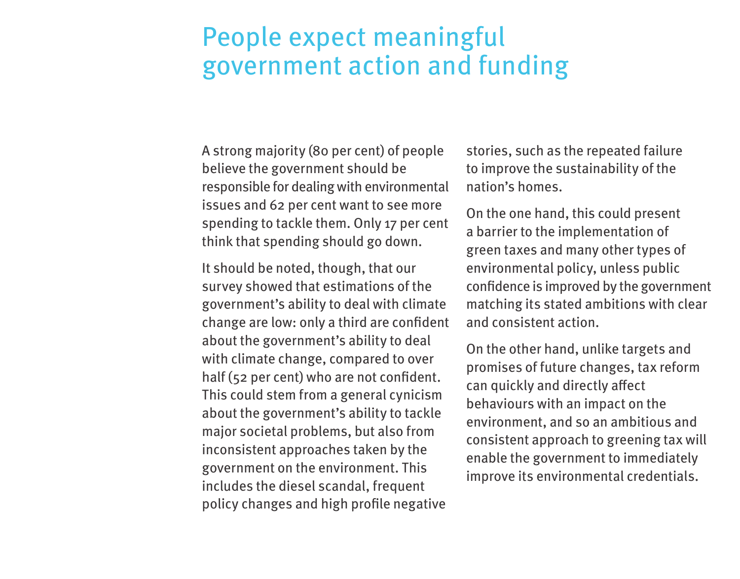# People expect meaningful government action and funding

A strong majority (80 per cent) of people believe the government should be responsible for dealing with environmental issues and 62 per cent want to see more spending to tackle them. Only 17 per cent think that spending should go down.

It should be noted, though, that our survey showed that estimations of the government's ability to deal with climate change are low: only a third are confident about the government's ability to deal with climate change, compared to over half (52 per cent) who are not confident. This could stem from a general cynicism about the government's ability to tackle major societal problems, but also from inconsistent approaches taken by the government on the environment. This includes the diesel scandal, frequent policy changes and high profile negative stories, such as the repeated failure to improve the sustainability of the nation's homes.

On the one hand, this could present a barrier to the implementation of green taxes and many other types of environmental policy, unless public confidence is improved by the government matching its stated ambitions with clear and consistent action.

On the other hand, unlike targets and promises of future changes, tax reform can quickly and directly affect behaviours with an impact on the environment, and so an ambitious and consistent approach to greening tax will enable the government to immediately improve its environmental credentials.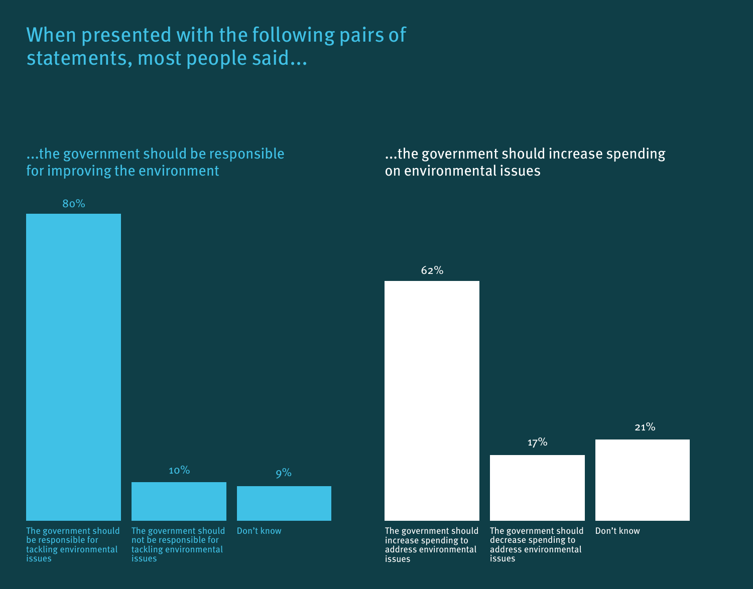# When presented with the following pairs of statements, most people said…

## …the government should be responsible for improving the environment

| Response | % |
|---|---|
| The government should be responsible for tackling environmental issues | 80% |
| The government should not be responsible for tackling environmental issues | 10% |
| Don't know | 9% |

## …the government should increase spending on environmental issues

| Response | % |
|---|---|
| The government should increase spending to address environmental issues | 62% |
| The government should decrease spending to address environmental issues | 17% |
| Don't know | 21% |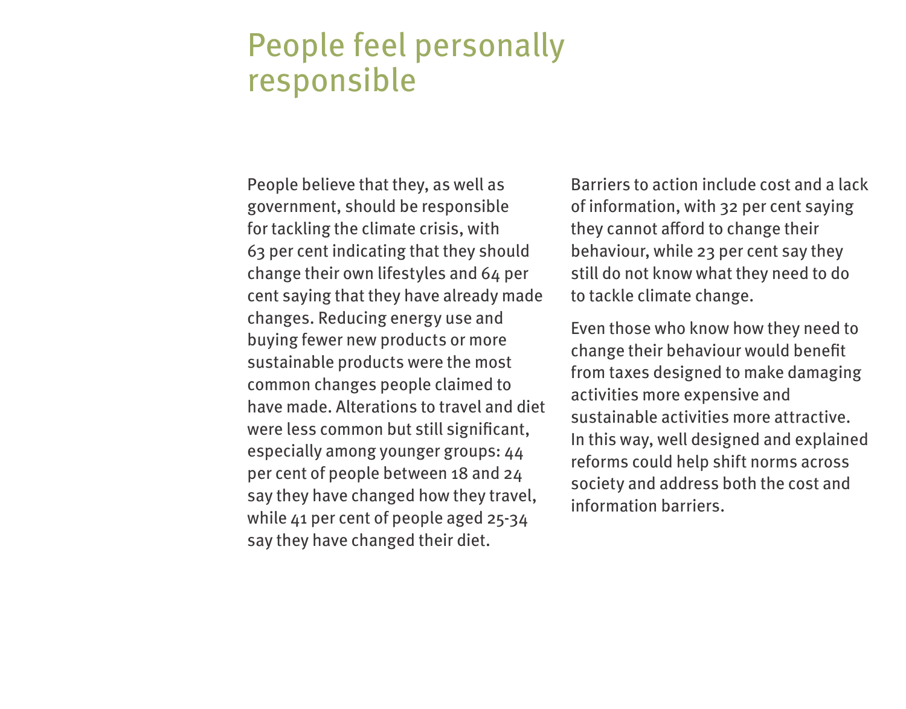# People feel personally responsible

People believe that they, as well as government, should be responsible for tackling the climate crisis, with 63 per cent indicating that they should change their own lifestyles and 64 per cent saying that they have already made changes. Reducing energy use and buying fewer new products or more sustainable products were the most common changes people claimed to have made. Alterations to travel and diet were less common but still significant, especially among younger groups: 44 per cent of people between 18 and 24 say they have changed how they travel, while 41 per cent of people aged 25-34 say they have changed their diet.

Barriers to action include cost and a lack of information, with 32 per cent saying they cannot afford to change their behaviour, while 23 per cent say they still do not know what they need to do to tackle climate change.

Even those who know how they need to change their behaviour would benefit from taxes designed to make damaging activities more expensive and sustainable activities more attractive. In this way, well designed and explained reforms could help shift norms across society and address both the cost and information barriers.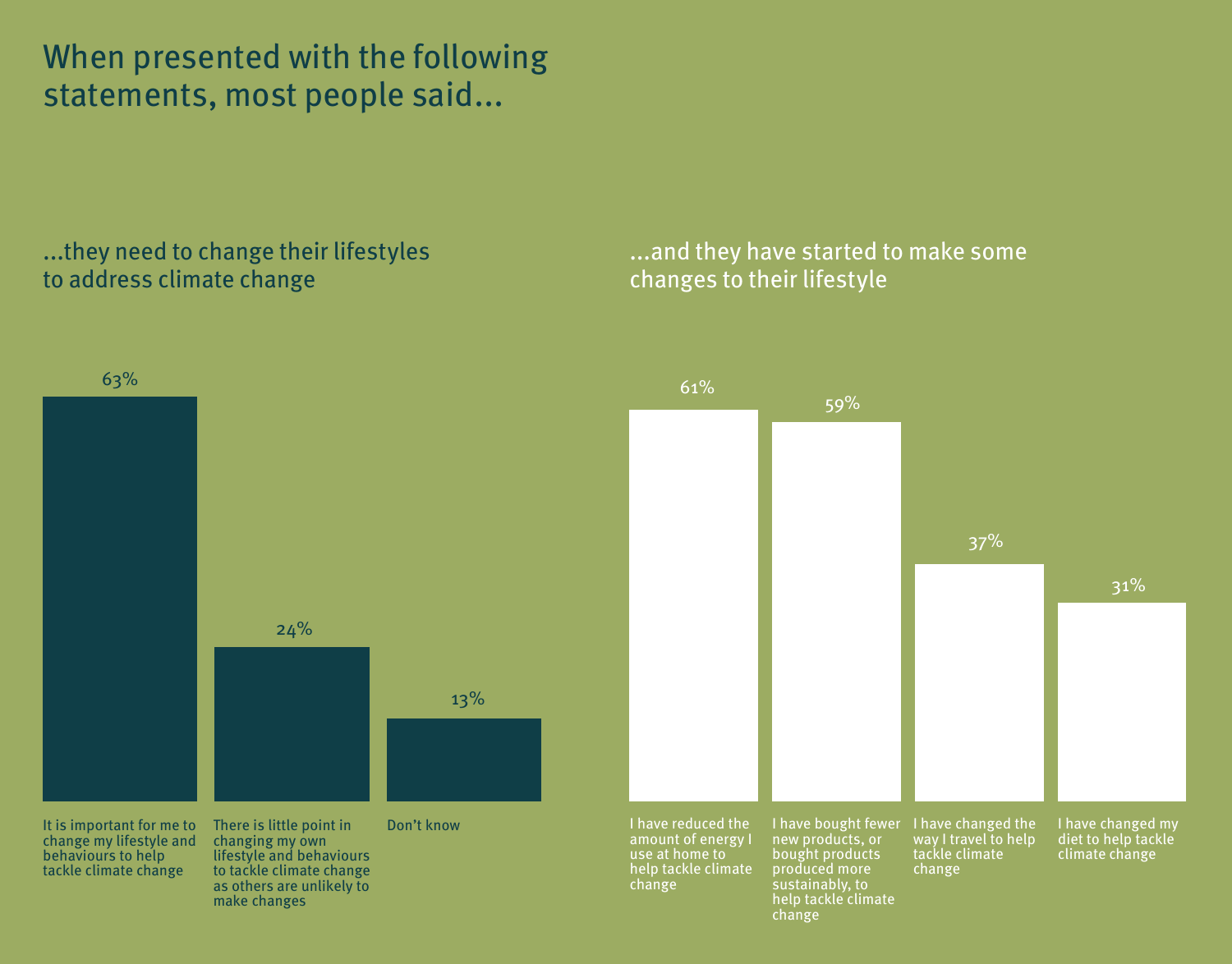# When presented with the following statements, most people said...

## ...they need to change their lifestyles to address climate change

| Statement | % |
|---|---|
| It is important for me to change my lifestyle and behaviours to help tackle climate change | 63% |
| There is little point in changing my own lifestyle and behaviours to tackle climate change as others are unlikely to make changes | 24% |
| Don't know | 13% |

## ...and they have started to make some changes to their lifestyle

| Statement | % |
|---|---|
| I have reduced the amount of energy I use at home to help tackle climate change | 61% |
| I have bought fewer new products, or bought products produced more sustainably, to help tackle climate change | 59% |
| I have changed the way I travel to help tackle climate change | 37% |
| I have changed my diet to help tackle climate change | 31% |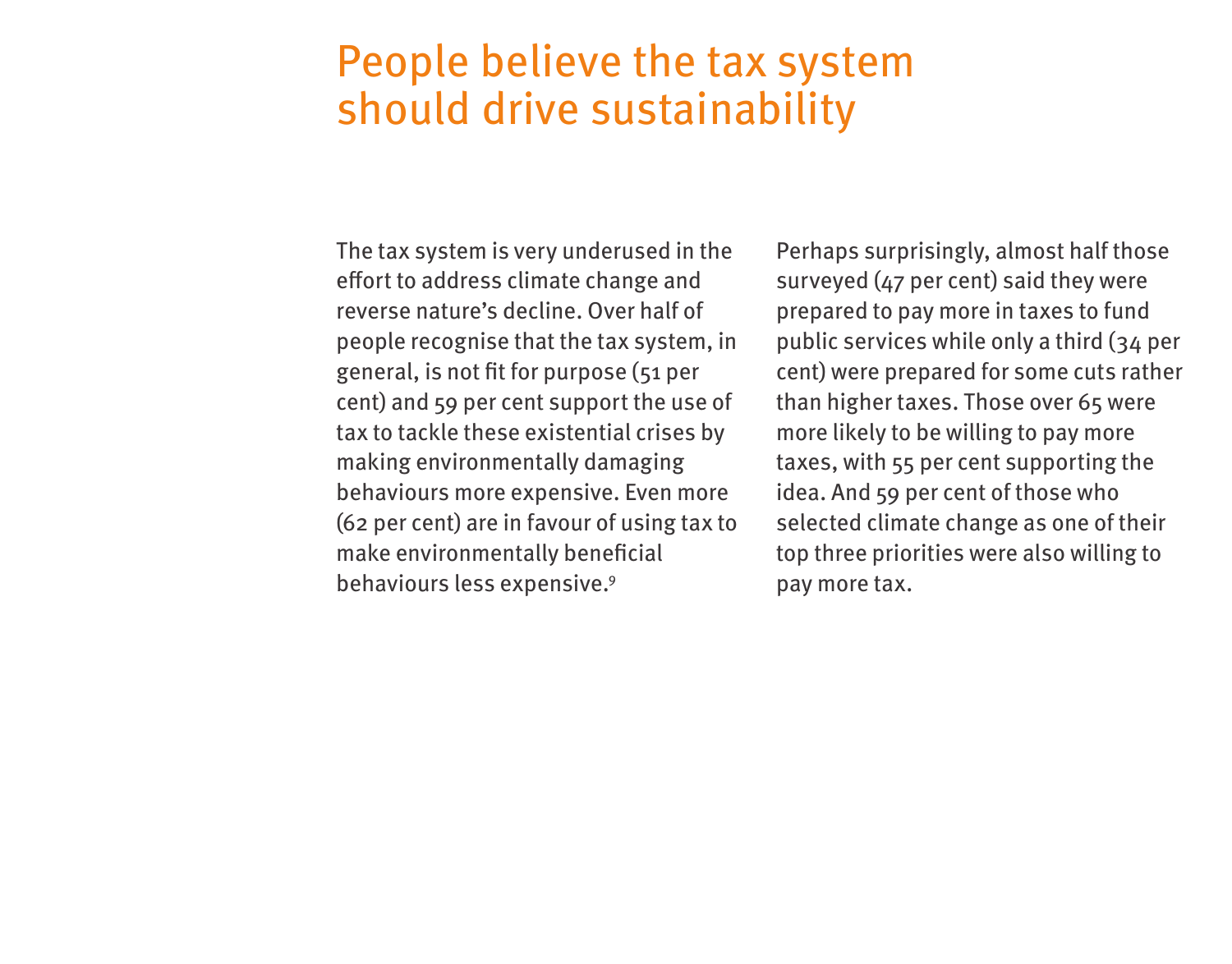# People believe the tax system should drive sustainability

The tax system is very underused in the effort to address climate change and reverse nature's decline. Over half of people recognise that the tax system, in general, is not fit for purpose (51 per cent) and 59 per cent support the use of tax to tackle these existential crises by making environmentally damaging behaviours more expensive. Even more (62 per cent) are in favour of using tax to make environmentally beneficial behaviours less expensive.[9]

Perhaps surprisingly, almost half those surveyed (47 per cent) said they were prepared to pay more in taxes to fund public services while only a third (34 per cent) were prepared for some cuts rather than higher taxes. Those over 65 were more likely to be willing to pay more taxes, with 55 per cent supporting the idea. And 59 per cent of those who selected climate change as one of their top three priorities were also willing to pay more tax.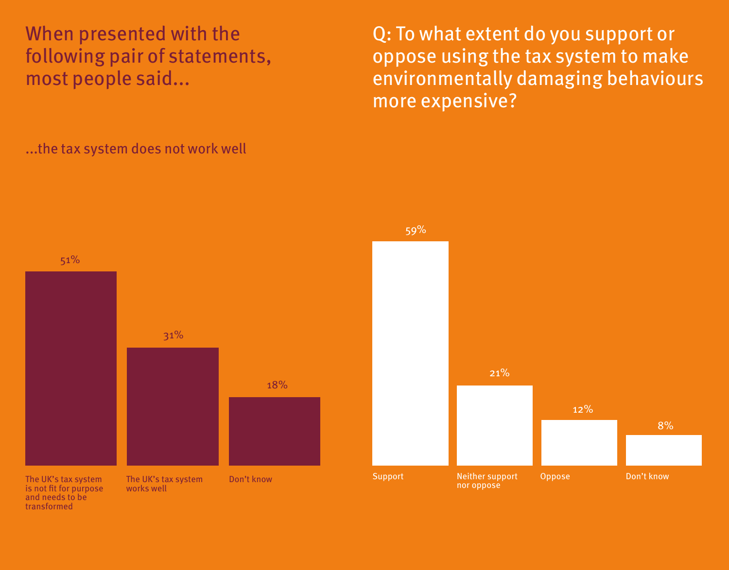When presented with the following pair of statements, most people said...

...the tax system does not work well

| Response | % |
|---|---|
| The UK's tax system is not fit for purpose and needs to be transformed | 51% |
| The UK's tax system works well | 31% |
| Don't know | 18% |

Q: To what extent do you support or oppose using the tax system to make environmentally damaging behaviours more expensive?

| Response | % |
|---|---|
| Support | 59% |
| Neither support nor oppose | 21% |
| Oppose | 12% |
| Don't know | 8% |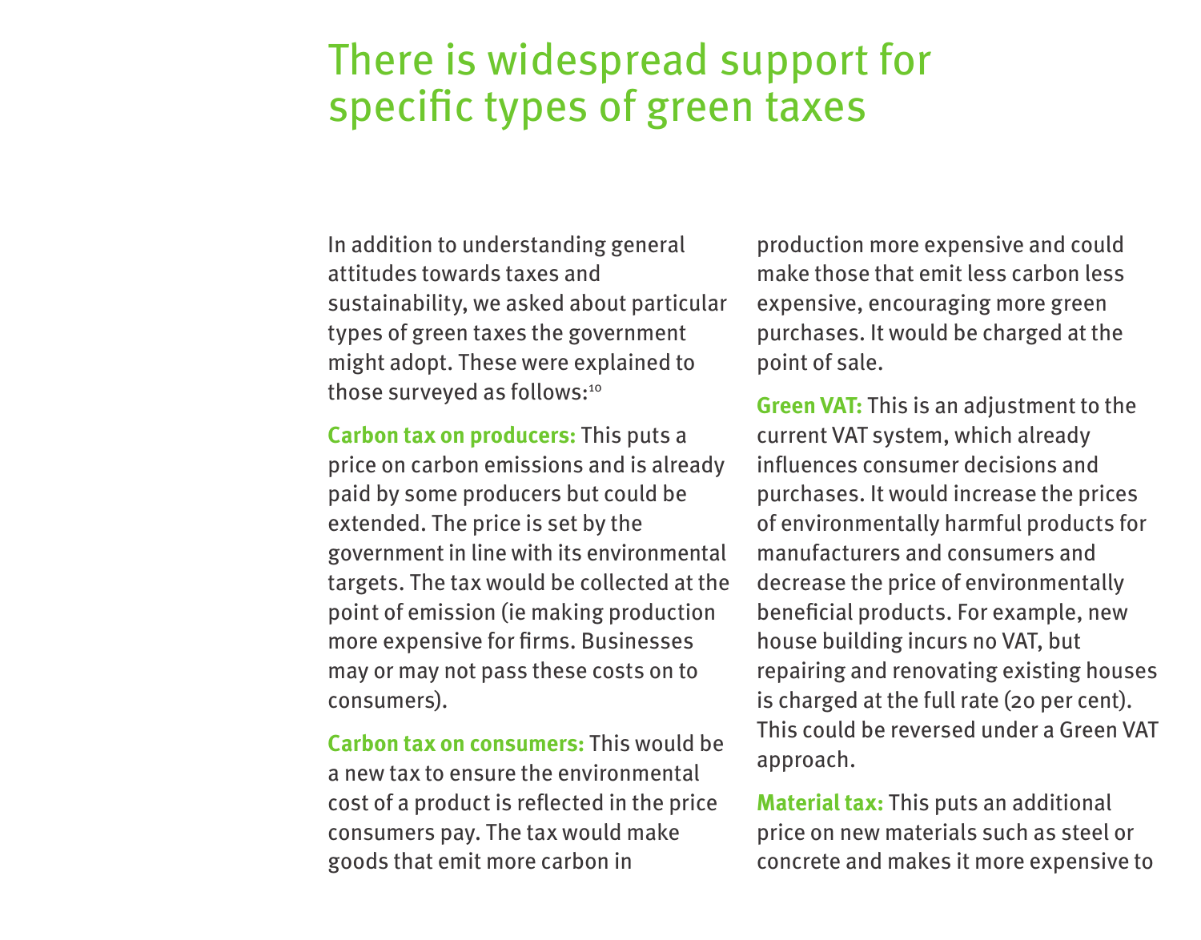# There is widespread support for specific types of green taxes

In addition to understanding general attitudes towards taxes and sustainability, we asked about particular types of green taxes the government might adopt. These were explained to those surveyed as follows:[10]

**Carbon tax on producers:** This puts a price on carbon emissions and is already paid by some producers but could be extended. The price is set by the government in line with its environmental targets. The tax would be collected at the point of emission (ie making production more expensive for firms. Businesses may or may not pass these costs on to consumers).

**Carbon tax on consumers:** This would be a new tax to ensure the environmental cost of a product is reflected in the price consumers pay. The tax would make goods that emit more carbon in production more expensive and could make those that emit less carbon less expensive, encouraging more green purchases. It would be charged at the point of sale.

**Green VAT:** This is an adjustment to the current VAT system, which already influences consumer decisions and purchases. It would increase the prices of environmentally harmful products for manufacturers and consumers and decrease the price of environmentally beneficial products. For example, new house building incurs no VAT, but repairing and renovating existing houses is charged at the full rate (20 per cent). This could be reversed under a Green VAT approach.

**Material tax:** This puts an additional price on new materials such as steel or concrete and makes it more expensive to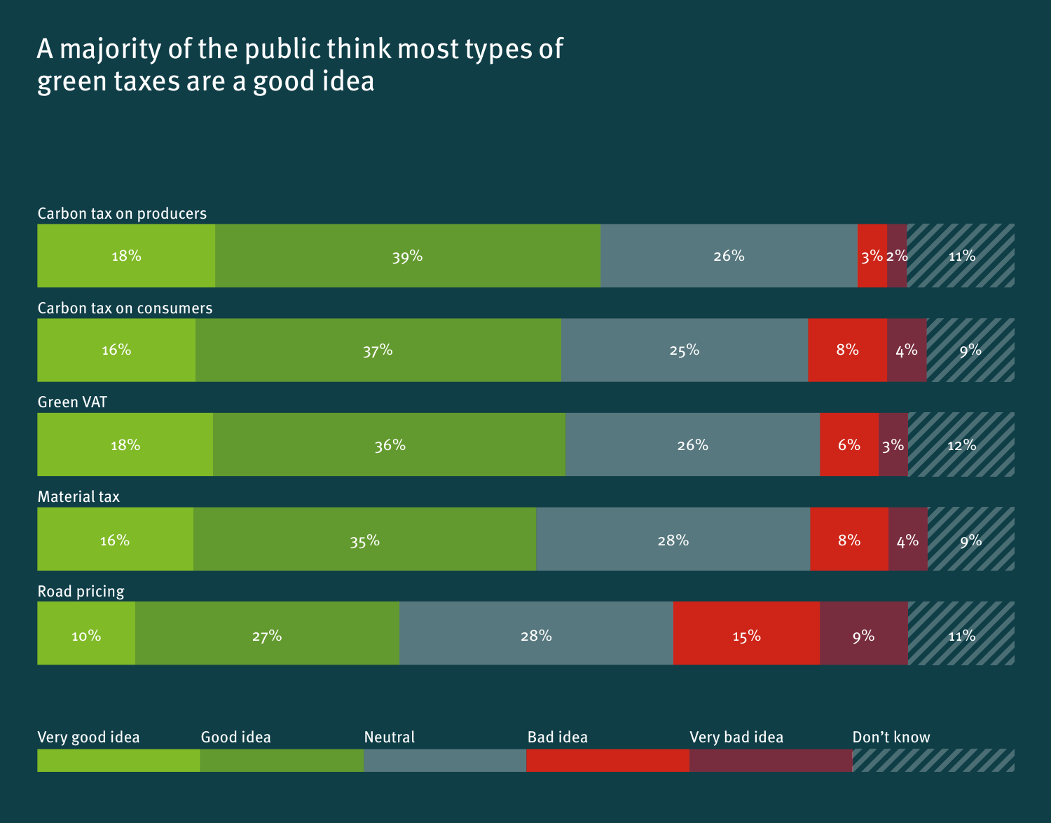# A majority of the public think most types of green taxes are a good idea

| | Very good idea | Good idea | Neutral | Bad idea | Very bad idea | Don't know |
|---|---|---|---|---|---|---|
| Carbon tax on producers | 18% | 39% | 26% | 3% | 2% | 11% |
| Carbon tax on consumers | 16% | 37% | 25% | 8% | 4% | 9% |
| Green VAT | 18% | 36% | 26% | 6% | 3% | 12% |
| Material tax | 16% | 35% | 28% | 8% | 4% | 9% |
| Road pricing | 10% | 27% | 28% | 15% | 9% | 11% |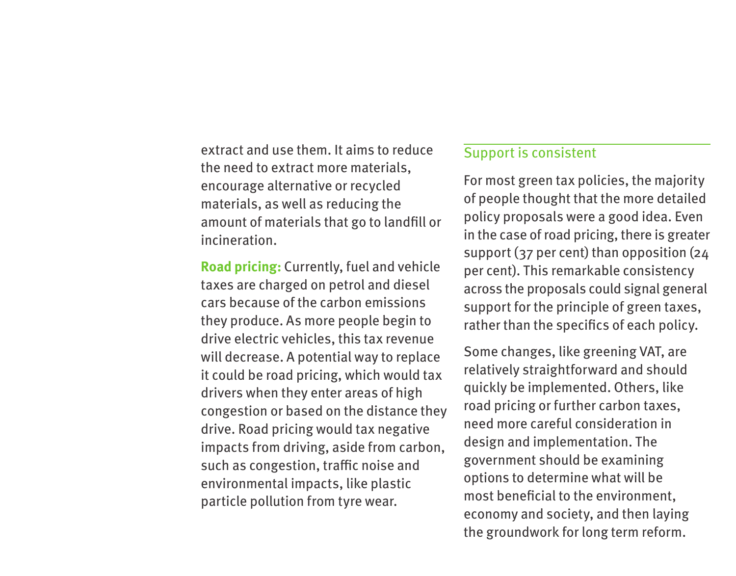extract and use them. It aims to reduce the need to extract more materials, encourage alternative or recycled materials, as well as reducing the amount of materials that go to landfill or incineration.

**Road pricing:** Currently, fuel and vehicle taxes are charged on petrol and diesel cars because of the carbon emissions they produce. As more people begin to drive electric vehicles, this tax revenue will decrease. A potential way to replace it could be road pricing, which would tax drivers when they enter areas of high congestion or based on the distance they drive. Road pricing would tax negative impacts from driving, aside from carbon, such as congestion, traffic noise and environmental impacts, like plastic particle pollution from tyre wear.

## Support is consistent

For most green tax policies, the majority of people thought that the more detailed policy proposals were a good idea. Even in the case of road pricing, there is greater support (37 per cent) than opposition (24 per cent). This remarkable consistency across the proposals could signal general support for the principle of green taxes, rather than the specifics of each policy.

Some changes, like greening VAT, are relatively straightforward and should quickly be implemented. Others, like road pricing or further carbon taxes, need more careful consideration in design and implementation. The government should be examining options to determine what will be most beneficial to the environment, economy and society, and then laying the groundwork for long term reform.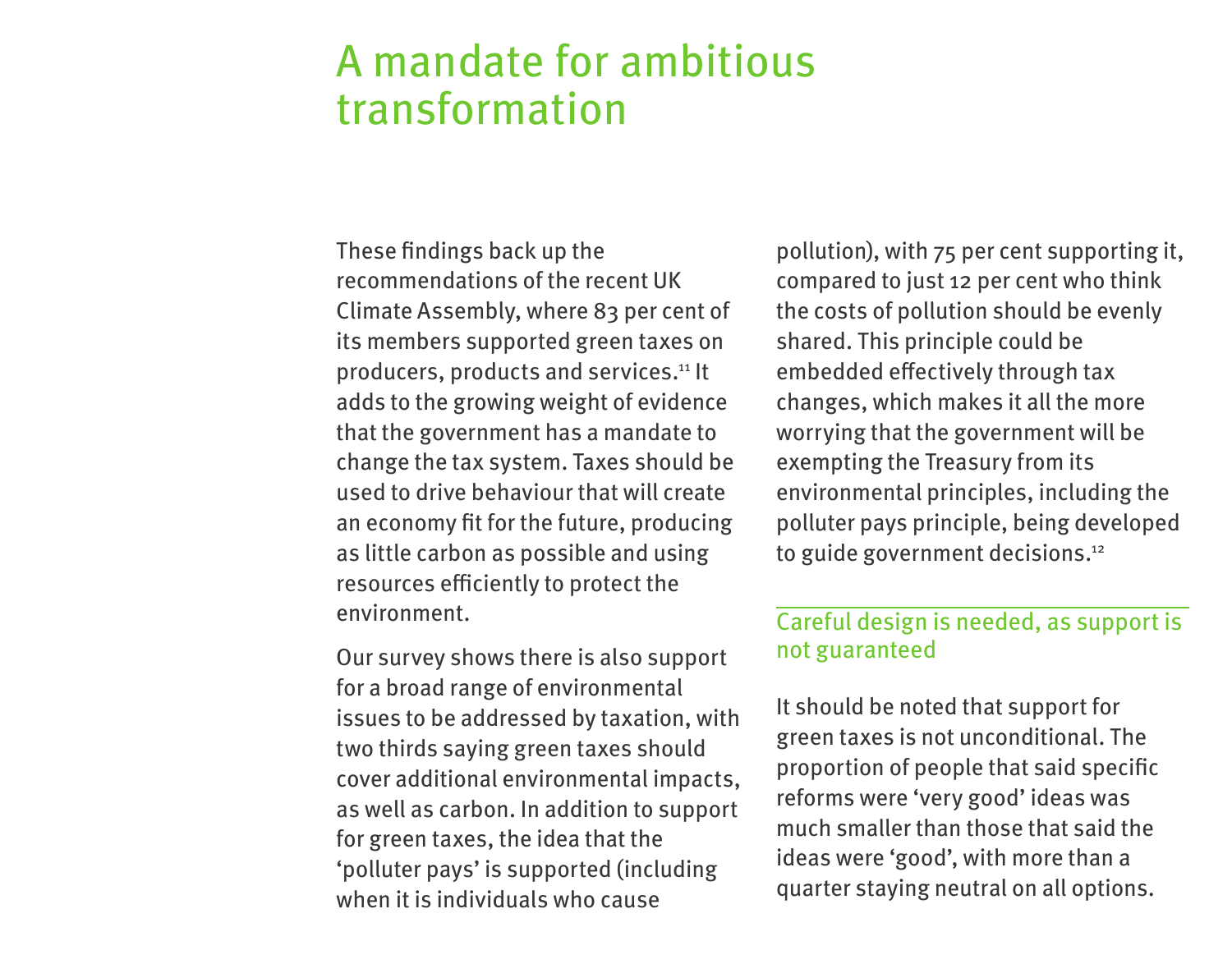# A mandate for ambitious transformation

These findings back up the recommendations of the recent UK Climate Assembly, where 83 per cent of its members supported green taxes on producers, products and services.[11] It adds to the growing weight of evidence that the government has a mandate to change the tax system. Taxes should be used to drive behaviour that will create an economy fit for the future, producing as little carbon as possible and using resources efficiently to protect the environment.

Our survey shows there is also support for a broad range of environmental issues to be addressed by taxation, with two thirds saying green taxes should cover additional environmental impacts, as well as carbon. In addition to support for green taxes, the idea that the 'polluter pays' is supported (including when it is individuals who cause pollution), with 75 per cent supporting it, compared to just 12 per cent who think the costs of pollution should be evenly shared. This principle could be embedded effectively through tax changes, which makes it all the more worrying that the government will be exempting the Treasury from its environmental principles, including the polluter pays principle, being developed to guide government decisions.[12]

## Careful design is needed, as support is not guaranteed

It should be noted that support for green taxes is not unconditional. The proportion of people that said specific reforms were 'very good' ideas was much smaller than those that said the ideas were 'good', with more than a quarter staying neutral on all options.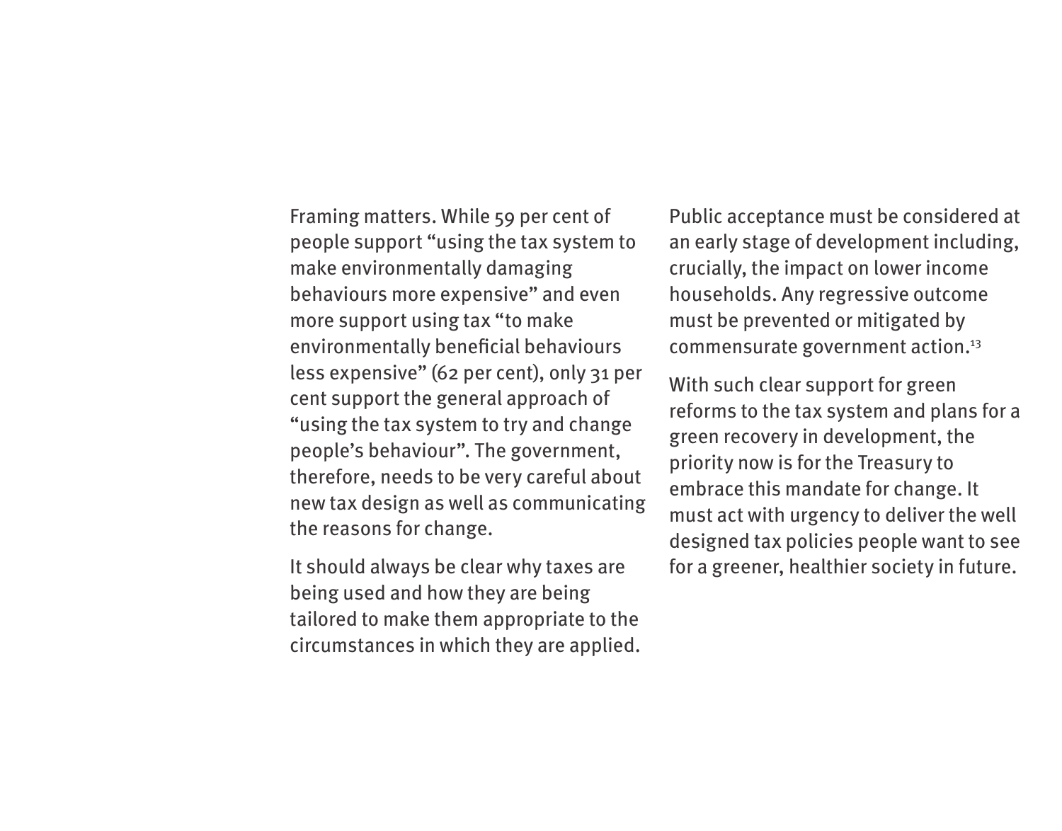Framing matters. While 59 per cent of people support "using the tax system to make environmentally damaging behaviours more expensive" and even more support using tax "to make environmentally beneficial behaviours less expensive" (62 per cent), only 31 per cent support the general approach of "using the tax system to try and change people's behaviour". The government, therefore, needs to be very careful about new tax design as well as communicating the reasons for change.

It should always be clear why taxes are being used and how they are being tailored to make them appropriate to the circumstances in which they are applied.

Public acceptance must be considered at an early stage of development including, crucially, the impact on lower income households. Any regressive outcome must be prevented or mitigated by commensurate government action.[13]

With such clear support for green reforms to the tax system and plans for a green recovery in development, the priority now is for the Treasury to embrace this mandate for change. It must act with urgency to deliver the well designed tax policies people want to see for a greener, healthier society in future.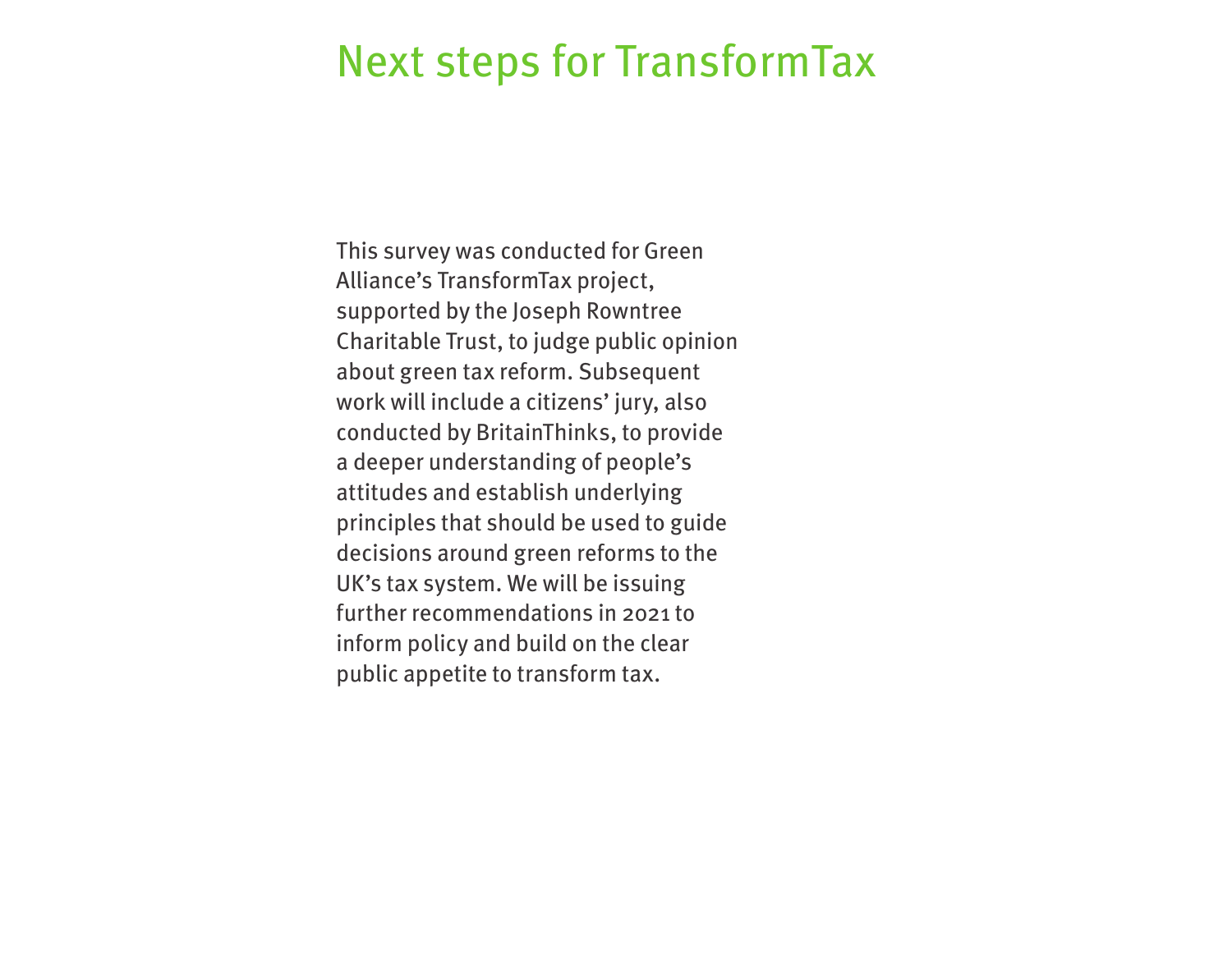# Next steps for TransformTax

This survey was conducted for Green Alliance's TransformTax project, supported by the Joseph Rowntree Charitable Trust, to judge public opinion about green tax reform. Subsequent work will include a citizens' jury, also conducted by BritainThinks, to provide a deeper understanding of people's attitudes and establish underlying principles that should be used to guide decisions around green reforms to the UK's tax system. We will be issuing further recommendations in 2021 to inform policy and build on the clear public appetite to transform tax.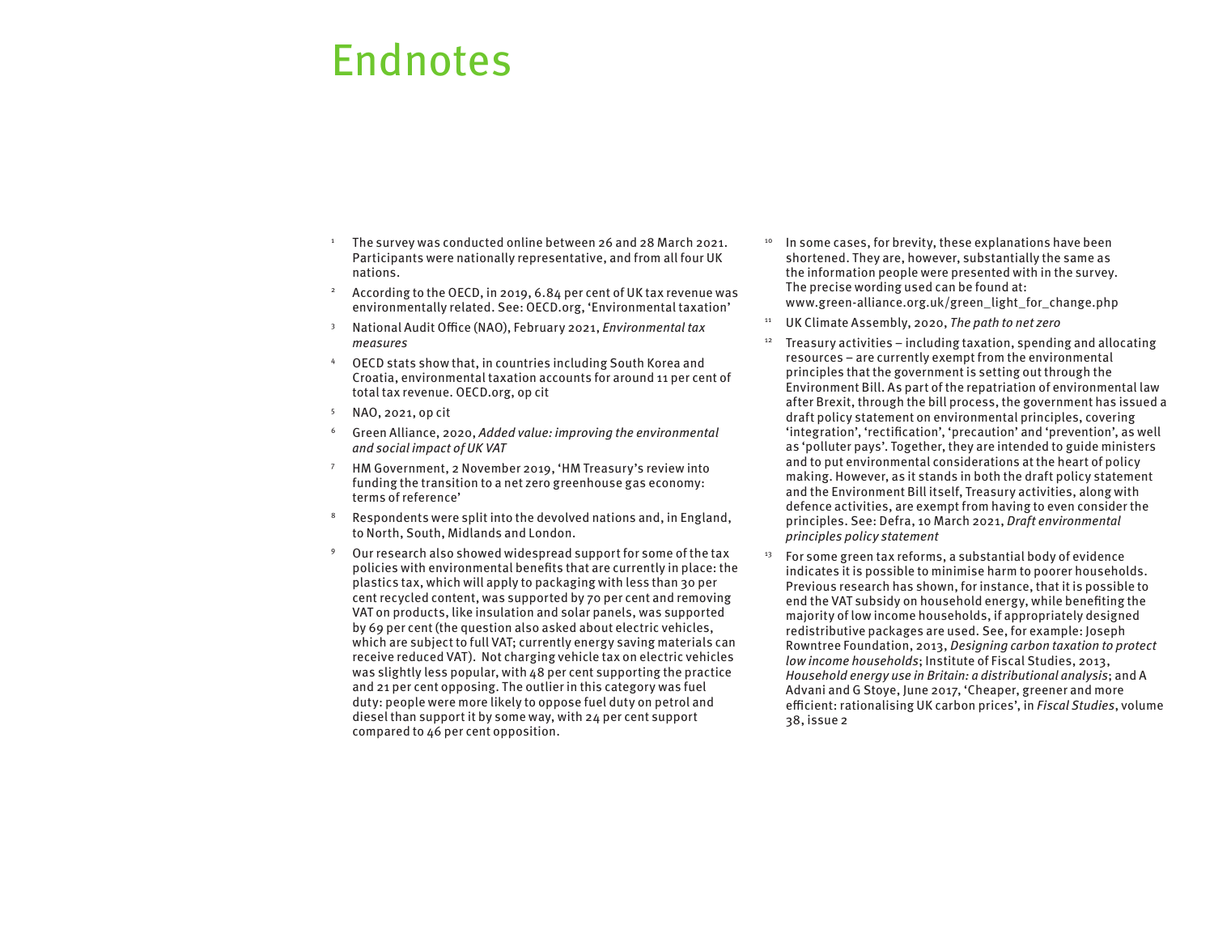# Endnotes

1. The survey was conducted online between 26 and 28 March 2021. Participants were nationally representative, and from all four UK nations.
2. According to the OECD, in 2019, 6.84 per cent of UK tax revenue was environmentally related. See: OECD.org, 'Environmental taxation'
3. National Audit Office (NAO), February 2021, *Environmental tax measures*
4. OECD stats show that, in countries including South Korea and Croatia, environmental taxation accounts for around 11 per cent of total tax revenue. OECD.org, op cit
5. NAO, 2021, op cit
6. Green Alliance, 2020, *Added value: improving the environmental and social impact of UK VAT*
7. HM Government, 2 November 2019, 'HM Treasury's review into funding the transition to a net zero greenhouse gas economy: terms of reference'
8. Respondents were split into the devolved nations and, in England, to North, South, Midlands and London.
9. Our research also showed widespread support for some of the tax policies with environmental benefits that are currently in place: the plastics tax, which will apply to packaging with less than 30 per cent recycled content, was supported by 70 per cent and removing VAT on products, like insulation and solar panels, was supported by 69 per cent (the question also asked about electric vehicles, which are subject to full VAT; currently energy saving materials can receive reduced VAT). Not charging vehicle tax on electric vehicles was slightly less popular, with 48 per cent supporting the practice and 21 per cent opposing. The outlier in this category was fuel duty: people were more likely to oppose fuel duty on petrol and diesel than support it by some way, with 24 per cent support compared to 46 per cent opposition.
10. In some cases, for brevity, these explanations have been shortened. They are, however, substantially the same as the information people were presented with in the survey. The precise wording used can be found at: www.green-alliance.org.uk/green_light_for_change.php
11. UK Climate Assembly, 2020, *The path to net zero*
12. Treasury activities – including taxation, spending and allocating resources – are currently exempt from the environmental principles that the government is setting out through the Environment Bill. As part of the repatriation of environmental law after Brexit, through the bill process, the government has issued a draft policy statement on environmental principles, covering 'integration', 'rectification', 'precaution' and 'prevention', as well as 'polluter pays'. Together, they are intended to guide ministers and to put environmental considerations at the heart of policy making. However, as it stands in both the draft policy statement and the Environment Bill itself, Treasury activities, along with defence activities, are exempt from having to even consider the principles. See: Defra, 10 March 2021, *Draft environmental principles policy statement*
13. For some green tax reforms, a substantial body of evidence indicates it is possible to minimise harm to poorer households. Previous research has shown, for instance, that it is possible to end the VAT subsidy on household energy, while benefiting the majority of low income households, if appropriately designed redistributive packages are used. See, for example: Joseph Rowntree Foundation, 2013, *Designing carbon taxation to protect low income households*; Institute of Fiscal Studies, 2013, *Household energy use in Britain: a distributional analysis*; and A Advani and G Stoye, June 2017, 'Cheaper, greener and more efficient: rationalising UK carbon prices', in *Fiscal Studies*, volume 38, issue 2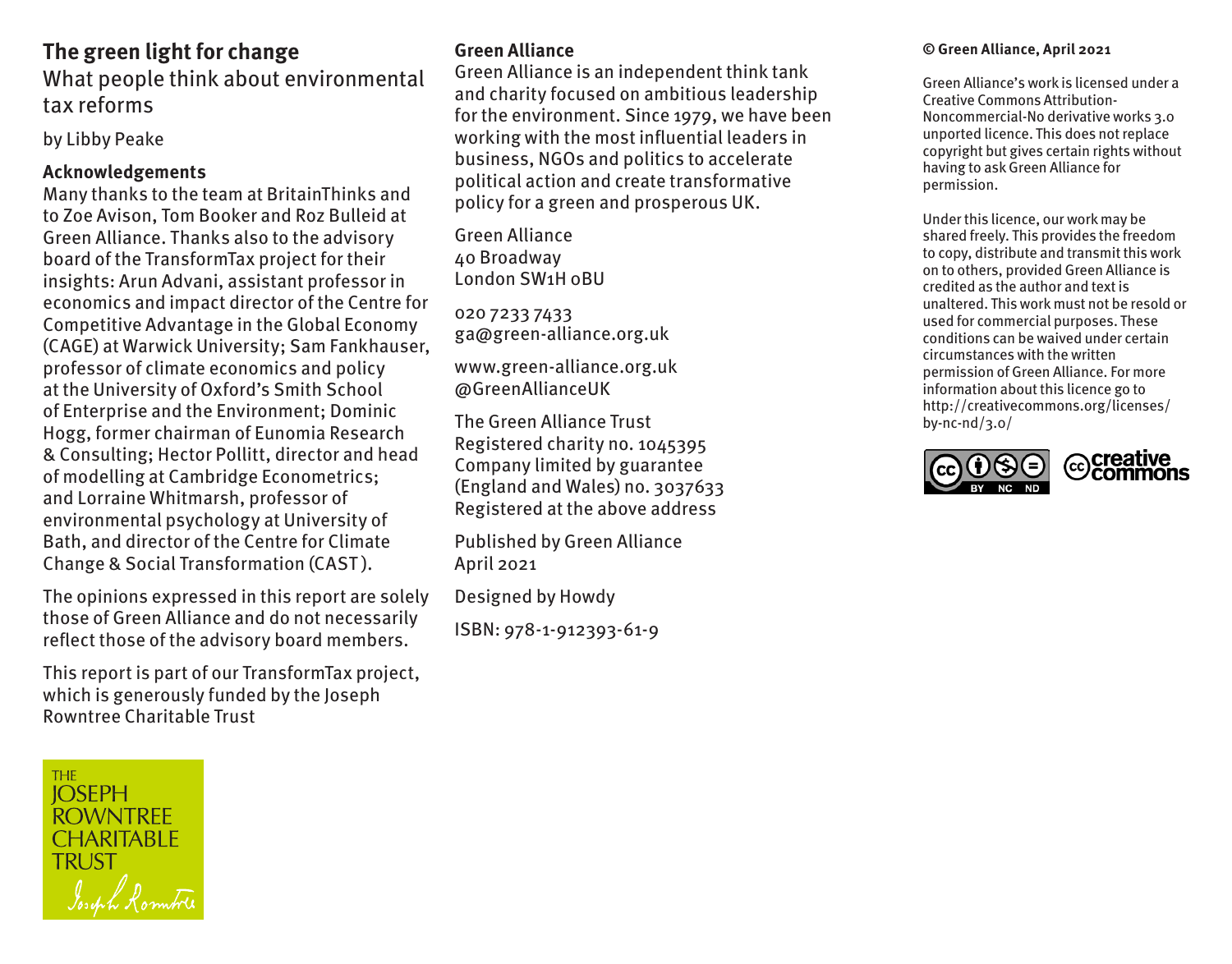**The green light for change**

What people think about environmental tax reforms

by Libby Peake

**Acknowledgements**

Many thanks to the team at BritainThinks and to Zoe Avison, Tom Booker and Roz Bulleid at Green Alliance. Thanks also to the advisory board of the TransformTax project for their insights: Arun Advani, assistant professor in economics and impact director of the Centre for Competitive Advantage in the Global Economy (CAGE) at Warwick University; Sam Fankhauser, professor of climate economics and policy at the University of Oxford's Smith School of Enterprise and the Environment; Dominic Hogg, former chairman of Eunomia Research & Consulting; Hector Pollitt, director and head of modelling at Cambridge Econometrics; and Lorraine Whitmarsh, professor of environmental psychology at University of Bath, and director of the Centre for Climate Change & Social Transformation (CAST).

The opinions expressed in this report are solely those of Green Alliance and do not necessarily reflect those of the advisory board members.

This report is part of our TransformTax project, which is generously funded by the Joseph Rowntree Charitable Trust

THE JOSEPH ROWNTREE CHARITABLE TRUST

**Green Alliance**

Green Alliance is an independent think tank and charity focused on ambitious leadership for the environment. Since 1979, we have been working with the most influential leaders in business, NGOs and politics to accelerate political action and create transformative policy for a green and prosperous UK.

Green Alliance
40 Broadway
London SW1H 0BU

020 7233 7433
ga@green-alliance.org.uk

www.green-alliance.org.uk
@GreenAllianceUK

The Green Alliance Trust
Registered charity no. 1045395
Company limited by guarantee (England and Wales) no. 3037633
Registered at the above address

Published by Green Alliance
April 2021

Designed by Howdy

ISBN: 978-1-912393-61-9

**© Green Alliance, April 2021**

Green Alliance's work is licensed under a Creative Commons Attribution-Noncommercial-No derivative works 3.0 unported licence. This does not replace copyright but gives certain rights without having to ask Green Alliance for permission.

Under this licence, our work may be shared freely. This provides the freedom to copy, distribute and transmit this work on to others, provided Green Alliance is credited as the author and text is unaltered. This work must not be resold or used for commercial purposes. These conditions can be waived under certain circumstances with the written permission of Green Alliance. For more information about this licence go to http://creativecommons.org/licenses/by-nc-nd/3.0/